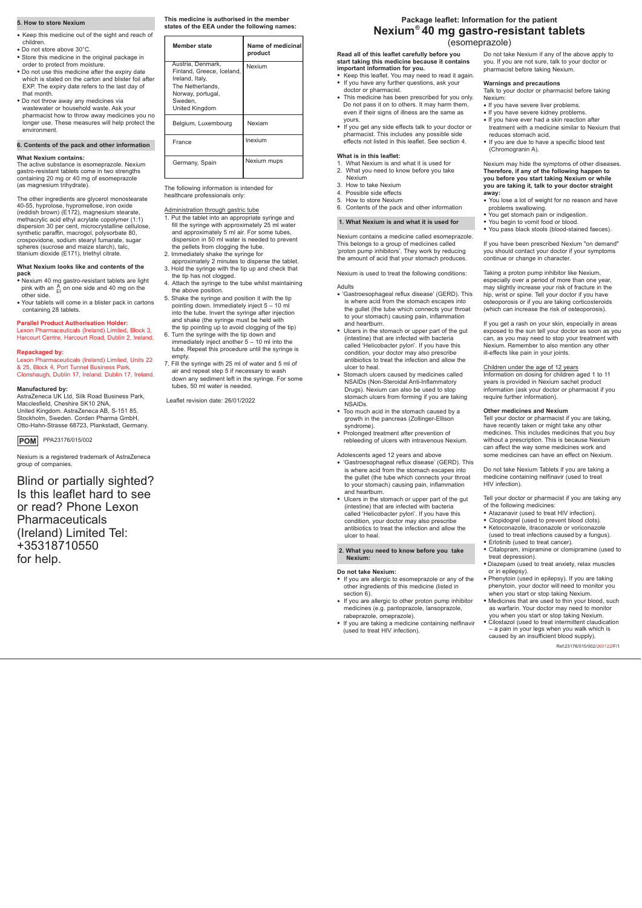# Package leaflet: Information for the patient

# Nexium® 40 mg gastro-resistant tablets

(esomeprazole)

**Read all of this leaflet carefully before you start taking this medicine because it contains important information for you.**

- Keep this leaflet. You may need to read it again.
- If you have any further questions, ask your doctor or pharmacist.
- This medicine has been prescribed for you only. Do not pass it on to others. It may harm them, even if their signs of illness are the same as yours.
- If you get any side effects talk to your doctor or pharmacist. This includes any possible side effects not listed in this leaflet. See section 4.

**What is in this leaflet:**

1. What Nexium is and what it is used for
2. What you need to know before you take Nexium
3. How to take Nexium
4. Possible side effects
5. How to store Nexium
6. Contents of the pack and other information

## 1. What Nexium is and what it is used for

Nexium contains a medicine called esomeprazole. This belongs to a group of medicines called 'proton pump inhibitors'. They work by reducing the amount of acid that your stomach produces.

Nexium is used to treat the following conditions:

Adults

- 'Gastroesophageal reflux disease' (GERD). This is where acid from the stomach escapes into the gullet (the tube which connects your throat to your stomach) causing pain, inflammation and heartburn.
- Ulcers in the stomach or upper part of the gut (intestine) that are infected with bacteria called 'Helicobacter pylori'. If you have this condition, your doctor may also prescribe antibiotics to treat the infection and allow the ulcer to heal.
- Stomach ulcers caused by medicines called NSAIDs (Non-Steroidal Anti-Inflammatory Drugs). Nexium can also be used to stop stomach ulcers from forming if you are taking NSAIDs.
- Too much acid in the stomach caused by a growth in the pancreas (Zollinger-Ellison syndrome).
- Prolonged treatment after prevention of rebleeding of ulcers with intravenous Nexium.

Adolescents aged 12 years and above

- 'Gastroesophageal reflux disease' (GERD). This is where acid from the stomach escapes into the gullet (the tube which connects your throat to your stomach) causing pain, inflammation and heartburn.
- Ulcers in the stomach or upper part of the gut (intestine) that are infected with bacteria called 'Helicobacter pylori'. If you have this condition, your doctor may also prescribe antibiotics to treat the infection and allow the ulcer to heal.

## 2. What you need to know before you take Nexium:

**Do not take Nexium:**

- If you are allergic to esomeprazole or any of the other ingredients of this medicine (listed in section 6).
- If you are allergic to other proton pump inhibitor medicines (e.g. pantoprazole, lansoprazole, rabeprazole, omeprazole).
- If you are taking a medicine containing nelfinavir (used to treat HIV infection).

Do not take Nexium if any of the above apply to you. If you are not sure, talk to your doctor or pharmacist before taking Nexium.

**Warnings and precautions**

Talk to your doctor or pharmacist before taking Nexium:

- If you have severe liver problems.
- If you have severe kidney problems.
- If you have ever had a skin reaction after treatment with a medicine similar to Nexium that reduces stomach acid.
- If you are due to have a specific blood test (Chromogranin A).

Nexium may hide the symptoms of other diseases. **Therefore, if any of the following happen to you before you start taking Nexium or while you are taking it, talk to your doctor straight away:**

- You lose a lot of weight for no reason and have problems swallowing.
- You get stomach pain or indigestion.
- You begin to vomit food or blood.
- You pass black stools (blood-stained faeces).

If you have been prescribed Nexium "on demand" you should contact your doctor if your symptoms continue or change in character.

Taking a proton pump inhibitor like Nexium, especially over a period of more than one year, may slightly increase your risk of fracture in the hip, wrist or spine. Tell your doctor if you have osteoporosis or if you are taking corticosteroids (which can increase the risk of osteoporosis).

If you get a rash on your skin, especially in areas exposed to the sun tell your doctor as soon as you can, as you may need to stop your treatment with Nexium. Remember to also mention any other ill-effects like pain in your joints.

Children under the age of 12 years

Information on dosing for children aged 1 to 11 years is provided in Nexium sachet product information (ask your doctor or pharmacist if you require further information).

**Other medicines and Nexium**

Tell your doctor or pharmacist if you are taking, have recently taken or might take any other medicines. This includes medicines that you buy without a prescription. This is because Nexium can affect the way some medicines work and some medicines can have an effect on Nexium.

Do not take Nexium Tablets if you are taking a medicine containing nelfinavir (used to treat HIV infection).

Tell your doctor or pharmacist if you are taking any of the following medicines:

- Atazanavir (used to treat HIV infection).
- Clopidogrel (used to prevent blood clots).
- Ketoconazole, itraconazole or voriconazole (used to treat infections caused by a fungus).
- Erlotinib (used to treat cancer).
- Citalopram, imipramine or clomipramine (used to treat depression).
- Diazepam (used to treat anxiety, relax muscles or in epilepsy).
- Phenytoin (used in epilepsy). If you are taking phenytoin, your doctor will need to monitor you when you start or stop taking Nexium.
- Medicines that are used to thin your blood, such as warfarin. Your doctor may need to monitor you when you start or stop taking Nexium.
- Cilostazol (used to treat intermittent claudication – a pain in your legs when you walk which is caused by an insufficient blood supply).

Ref:23176/015/002/260122/F/1

## 5. How to store Nexium

- Keep this medicine out of the sight and reach of children.
- Do not store above 30°C.
- Store this medicine in the original package in order to protect from moisture.
- Do not use this medicine after the expiry date which is stated on the carton and blister foil after EXP. The expiry date refers to the last day of that month.
- Do not throw away any medicines via wastewater or household waste. Ask your pharmacist how to throw away medicines you no longer use. These measures will help protect the environment.

## 6. Contents of the pack and other information

**What Nexium contains:**

The active substance is esomeprazole. Nexium gastro-resistant tablets come in two strengths containing 20 mg or 40 mg of esomeprazole (as magnesium trihydrate).

The other ingredients are glycerol monostearate 40-55, hyprolose, hypromellose, iron oxide (reddish brown) (E172), magnesium stearate, methacrylic acid ethyl acrylate copolymer (1:1) dispersion 30 per cent, microcrystalline cellulose, synthetic paraffin, macrogol, polysorbate 80, crospovidone, sodium stearyl fumarate, sugar spheres (sucrose and maize starch), talc, titanium dioxide (E171), triethyl citrate.

**What Nexium looks like and contents of the pack**

- Nexium 40 mg gastro-resistant tablets are light pink with an A/EI on one side and 40 mg on the other side.
- Your tablets will come in a blister pack in cartons containing 28 tablets.

**Parallel Product Authorisation Holder:**

Lexon Pharmaceuticals (Ireland) Limited, Block 3, Harcourt Centre, Harcourt Road, Dublin 2, Ireland.

**Repackaged by:**

Lexon Pharmaceuticals (Ireland) Limited, Units 22 & 25, Block 4, Port Tunnel Business Park, Clonshaugh, Dublin 17, Ireland. Dublin 17, Ireland.

**Manufactured by:**

AstraZeneca UK Ltd, Silk Road Business Park, Macclesfield, Cheshire SK10 2NA, United Kingdom. AstraZeneca AB, S-151 85, Stockholm, Sweden. Corden Pharma GmbH, Otto-Hahn-Strasse 68723, Plankstadt, Germany.

**POM** PPA23176/015/002

Nexium is a registered trademark of AstraZeneca group of companies.

Blind or partially sighted? Is this leaflet hard to see or read? Phone Lexon Pharmaceuticals (Ireland) Limited Tel: +35318710550 for help.

**This medicine is authorised in the member states of the EEA under the following names:**

| Member state | Name of medicinal product |
|---|---|
| Austria, Denmark, Finland, Greece, Iceland, Ireland, Italy, The Netherlands, Norway, portugal, Sweden, United Kingdom | Nexium |
| Belgium, Luxembourg | Nexiam |
| France | Inexium |
| Germany, Spain | Nexium mups |

The following information is intended for healthcare professionals only:

Administration through gastric tube

1. Put the tablet into an appropriate syringe and fill the syringe with approximately 25 ml water and approximately 5 ml air. For some tubes, dispersion in 50 ml water is needed to prevent the pellets from clogging the tube.
2. Immediately shake the syringe for approximately 2 minutes to disperse the tablet.
3. Hold the syringe with the tip up and check that the tip has not clogged.
4. Attach the syringe to the tube whilst maintaining the above position.
5. Shake the syringe and position it with the tip pointing down. Immediately inject 5 – 10 ml into the tube. Invert the syringe after injection and shake (the syringe must be held with the tip pointing up to avoid clogging of the tip)
6. Turn the syringe with the tip down and immediately inject another 5 – 10 ml into the tube. Repeat this procedure until the syringe is empty.
7. Fill the syringe with 25 ml of water and 5 ml of air and repeat step 5 if necessary to wash down any sediment left in the syringe. For some tubes, 50 ml water is needed.

Leaflet revision date: 26/01/2022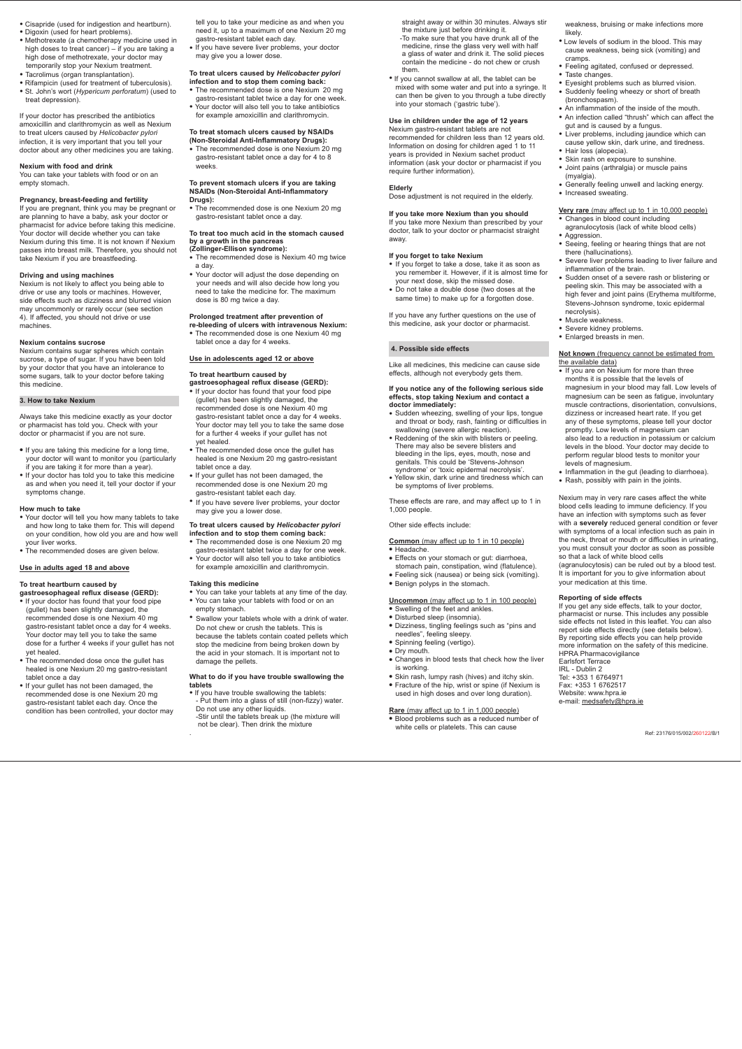- Cisapride (used for indigestion and heartburn).
- Digoxin (used for heart problems).
- Methotrexate (a chemotherapy medicine used in high doses to treat cancer) – if you are taking a high dose of methotrexate, your doctor may temporarily stop your Nexium treatment.
- Tacrolimus (organ transplantation).
- Rifampicin (used for treatment of tuberculosis).
- St. John's wort (*Hypericum perforatum*) (used to treat depression).

If your doctor has prescribed the antibiotics amoxicillin and clarithromycin as well as Nexium to treat ulcers caused by *Helicobacter pylori* infection, it is very important that you tell your doctor about any other medicines you are taking.

**Nexium with food and drink**

You can take your tablets with food or on an empty stomach.

**Pregnancy, breast-feeding and fertility**

If you are pregnant, think you may be pregnant or are planning to have a baby, ask your doctor or pharmacist for advice before taking this medicine. Your doctor will decide whether you can take Nexium during this time. It is not known if Nexium passes into breast milk. Therefore, you should not take Nexium if you are breastfeeding.

**Driving and using machines**

Nexium is not likely to affect you being able to drive or use any tools or machines. However, side effects such as dizziness and blurred vision may uncommonly or rarely occur (see section 4). If affected, you should not drive or use machines.

**Nexium contains sucrose**

Nexium contains sugar spheres which contain sucrose, a type of sugar. If you have been told by your doctor that you have an intolerance to some sugars, talk to your doctor before taking this medicine.

## 3. How to take Nexium

Always take this medicine exactly as your doctor or pharmacist has told you. Check with your doctor or pharmacist if you are not sure.

- If you are taking this medicine for a long time, your doctor will want to monitor you (particularly if you are taking it for more than a year).
- If your doctor has told you to take this medicine as and when you need it, tell your doctor if your symptoms change.

**How much to take**

- Your doctor will tell you how many tablets to take and how long to take them for. This will depend on your condition, how old you are and how well your liver works.
- The recommended doses are given below.

**Use in adults aged 18 and above**

**To treat heartburn caused by gastroesophageal reflux disease (GERD):**

- If your doctor has found that your food pipe (gullet) has been slightly damaged, the recommended dose is one Nexium 40 mg gastro-resistant tablet once a day for 4 weeks. Your doctor may tell you to take the same dose for a further 4 weeks if your gullet has not yet healed.
- The recommended dose once the gullet has healed is one Nexium 20 mg gastro-resistant tablet once a day
- If your gullet has not been damaged, the recommended dose is one Nexium 20 mg gastro-resistant tablet each day. Once the condition has been controlled, your doctor may tell you to take your medicine as and when you need it, up to a maximum of one Nexium 20 mg gastro-resistant tablet each day.
- If you have severe liver problems, your doctor may give you a lower dose.

**To treat ulcers caused by *Helicobacter pylori* infection and to stop them coming back:**

- The recommended dose is one Nexium 20 mg gastro-resistant tablet twice a day for one week.
- Your doctor will also tell you to take antibiotics for example amoxicillin and clarithromycin.

**To treat stomach ulcers caused by NSAIDs (Non-Steroidal Anti-Inflammatory Drugs):**

- The recommended dose is one Nexium 20 mg gastro-resistant tablet once a day for 4 to 8 weeks.

**To prevent stomach ulcers if you are taking NSAIDs (Non-Steroidal Anti-Inflammatory Drugs):**

- The recommended dose is one Nexium 20 mg gastro-resistant tablet once a day.

**To treat too much acid in the stomach caused by a growth in the pancreas (Zollinger-Ellison syndrome):**

- The recommended dose is Nexium 40 mg twice a day.
- Your doctor will adjust the dose depending on your needs and will also decide how long you need to take the medicine for. The maximum dose is 80 mg twice a day.

**Prolonged treatment after prevention of re-bleeding of ulcers with intravenous Nexium:**

- The recommended dose is one Nexium 40 mg tablet once a day for 4 weeks.

**Use in adolescents aged 12 or above**

**To treat heartburn caused by gastroesophageal reflux disease (GERD):**

- If your doctor has found that your food pipe (gullet) has been slightly damaged, the recommended dose is one Nexium 40 mg gastro-resistant tablet once a day for 4 weeks. Your doctor may tell you to take the same dose for a further 4 weeks if your gullet has not yet healed.
- The recommended dose once the gullet has healed is one Nexium 20 mg gastro-resistant tablet once a day.
- If your gullet has not been damaged, the recommended dose is one Nexium 20 mg gastro-resistant tablet each day.
- If you have severe liver problems, your doctor may give you a lower dose.

**To treat ulcers caused by *Helicobacter pylori* infection and to stop them coming back:**

- The recommended dose is one Nexium 20 mg gastro-resistant tablet twice a day for one week.
- Your doctor will also tell you to take antibiotics for example amoxicillin and clarithromycin.

**Taking this medicine**

- You can take your tablets at any time of the day.
- You can take your tablets with food or on an empty stomach.
- Swallow your tablets whole with a drink of water. Do not chew or crush the tablets. This is because the tablets contain coated pellets which stop the medicine from being broken down by the acid in your stomach. It is important not to damage the pellets.

**What to do if you have trouble swallowing the tablets**

- If you have trouble swallowing the tablets:
  - Put them into a glass of still (non-fizzy) water. Do not use any other liquids.
  - Stir until the tablets break up (the mixture will not be clear). Then drink the mixture straight away or within 30 minutes. Always stir the mixture just before drinking it.
  - To make sure that you have drunk all of the medicine, rinse the glass very well with half a glass of water and drink it. The solid pieces contain the medicine - do not chew or crush them.
- If you cannot swallow at all, the tablet can be mixed with some water and put into a syringe. It can then be given to you through a tube directly into your stomach ('gastric tube').

**Use in children under the age of 12 years**

Nexium gastro-resistant tablets are not recommended for children less than 12 years old. Information on dosing for children aged 1 to 11 years is provided in Nexium sachet product information (ask your doctor or pharmacist if you require further information).

**Elderly**

Dose adjustment is not required in the elderly.

**If you take more Nexium than you should**

If you take more Nexium than prescribed by your doctor, talk to your doctor or pharmacist straight away.

**If you forget to take Nexium**

- If you forget to take a dose, take it as soon as you remember it. However, if it is almost time for your next dose, skip the missed dose.
- Do not take a double dose (two doses at the same time) to make up for a forgotten dose.

If you have any further questions on the use of this medicine, ask your doctor or pharmacist.

## 4. Possible side effects

Like all medicines, this medicine can cause side effects, although not everybody gets them.

**If you notice any of the following serious side effects, stop taking Nexium and contact a doctor immediately:**

- Sudden wheezing, swelling of your lips, tongue and throat or body, rash, fainting or difficulties in swallowing (severe allergic reaction).
- Reddening of the skin with blisters or peeling. There may also be severe blisters and bleeding in the lips, eyes, mouth, nose and genitals. This could be 'Stevens-Johnson syndrome' or 'toxic epidermal necrolysis'.
- Yellow skin, dark urine and tiredness which can be symptoms of liver problems.

These effects are rare, and may affect up to 1 in 1,000 people.

Other side effects include:

**Common** (may affect up to 1 in 10 people)

- Headache.
- Effects on your stomach or gut: diarrhoea, stomach pain, constipation, wind (flatulence).
- Feeling sick (nausea) or being sick (vomiting).
- Benign polyps in the stomach.

**Uncommon** (may affect up to 1 in 100 people)

- Swelling of the feet and ankles.
- Disturbed sleep (insomnia).
- Dizziness, tingling feelings such as "pins and needles", feeling sleepy.
- Spinning feeling (vertigo).
- Dry mouth.
- Changes in blood tests that check how the liver is working.
- Skin rash, lumpy rash (hives) and itchy skin.
- Fracture of the hip, wrist or spine (if Nexium is used in high doses and over long duration).

**Rare** (may affect up to 1 in 1,000 people)

- Blood problems such as a reduced number of white cells or platelets. This can cause weakness, bruising or make infections more likely.
- Low levels of sodium in the blood. This may cause weakness, being sick (vomiting) and cramps.
- Feeling agitated, confused or depressed.
- Taste changes.
- Eyesight problems such as blurred vision.
- Suddenly feeling wheezy or short of breath (bronchospasm).
- An inflammation of the inside of the mouth.
- An infection called "thrush" which can affect the gut and is caused by a fungus.
- Liver problems, including jaundice which can cause yellow skin, dark urine, and tiredness.
- Hair loss (alopecia).
- Skin rash on exposure to sunshine.
- Joint pains (arthralgia) or muscle pains (myalgia).
- Generally feeling unwell and lacking energy.
- Increased sweating.

**Very rare** (may affect up to 1 in 10,000 people)

- Changes in blood count including agranulocytosis (lack of white blood cells)
- Aggression.
- Seeing, feeling or hearing things that are not there (hallucinations).
- Severe liver problems leading to liver failure and inflammation of the brain.
- Sudden onset of a severe rash or blistering or peeling skin. This may be associated with a high fever and joint pains (Erythema multiforme, Stevens-Johnson syndrome, toxic epidermal necrolysis).
- Muscle weakness.
- Severe kidney problems.
- Enlarged breasts in men.

**Not known** (frequency cannot be estimated from the available data)

- If you are on Nexium for more than three months it is possible that the levels of magnesium in your blood may fall. Low levels of magnesium can be seen as fatigue, involuntary muscle contractions, disorientation, convulsions, dizziness or increased heart rate. If you get any of these symptoms, please tell your doctor promptly. Low levels of magnesium can also lead to a reduction in potassium or calcium levels in the blood. Your doctor may decide to perform regular blood tests to monitor your levels of magnesium.
- Inflammation in the gut (leading to diarrhoea).
- Rash, possibly with pain in the joints.

Nexium may in very rare cases affect the white blood cells leading to immune deficiency. If you have an infection with symptoms such as fever with a **severely** reduced general condition or fever with symptoms of a local infection such as pain in the neck, throat or mouth or difficulties in urinating, you must consult your doctor as soon as possible so that a lack of white blood cells (agranulocytosis) can be ruled out by a blood test. It is important for you to give information about your medication at this time.

**Reporting of side effects**

If you get any side effects, talk to your doctor, pharmacist or nurse. This includes any possible side effects not listed in this leaflet. You can also report side effects directly (see details below). By reporting side effects you can help provide more information on the safety of this medicine.

HPRA Pharmacovigilance
Earlsfort Terrace
IRL - Dublin 2
Tel: +353 1 6764971
Fax: +353 1 6762517
Website: www.hpra.ie
e-mail: medsafety@hpra.ie

Ref: 23176/015/002/260122/B/1